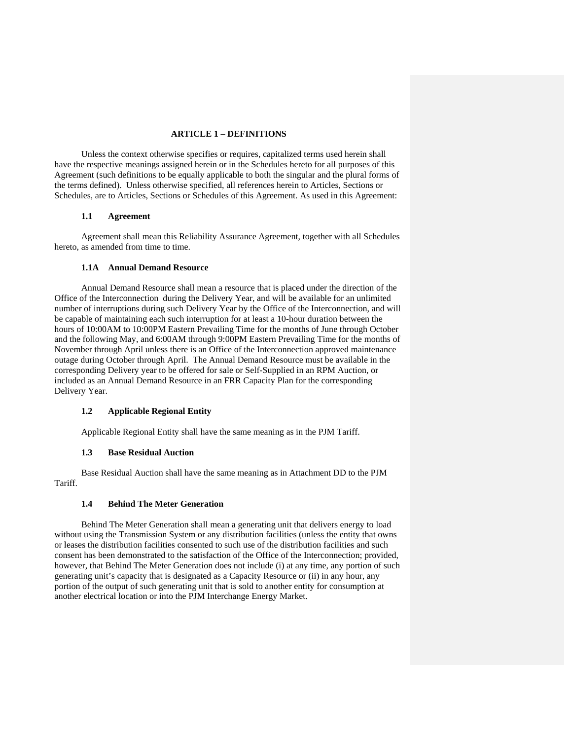# ARTICLE 1 – DEFINITIONS

Unless the context otherwise specifies or requires, capitalized terms used herein shall have the respective meanings assigned herein or in the Schedules hereto for all purposes of this Agreement (such definitions to be equally applicable to both the singular and the plural forms of the terms defined). Unless otherwise specified, all references herein to Articles, Sections or Schedules, are to Articles, Sections or Schedules of this Agreement. As used in this Agreement:

### 1.1 Agreement

Agreement shall mean this Reliability Assurance Agreement, together with all Schedules hereto, as amended from time to time.

### 1.1A Annual Demand Resource

Annual Demand Resource shall mean a resource that is placed under the direction of the Office of the Interconnection during the Delivery Year, and will be available for an unlimited number of interruptions during such Delivery Year by the Office of the Interconnection, and will be capable of maintaining each such interruption for at least a 10-hour duration between the hours of 10:00AM to 10:00PM Eastern Prevailing Time for the months of June through October and the following May, and 6:00AM through 9:00PM Eastern Prevailing Time for the months of November through April unless there is an Office of the Interconnection approved maintenance outage during October through April. The Annual Demand Resource must be available in the corresponding Delivery year to be offered for sale or Self-Supplied in an RPM Auction, or included as an Annual Demand Resource in an FRR Capacity Plan for the corresponding Delivery Year.

### 1.2 Applicable Regional Entity

Applicable Regional Entity shall have the same meaning as in the PJM Tariff.

### 1.3 Base Residual Auction

Base Residual Auction shall have the same meaning as in Attachment DD to the PJM Tariff.

### 1.4 Behind The Meter Generation

Behind The Meter Generation shall mean a generating unit that delivers energy to load without using the Transmission System or any distribution facilities (unless the entity that owns or leases the distribution facilities consented to such use of the distribution facilities and such consent has been demonstrated to the satisfaction of the Office of the Interconnection; provided, however, that Behind The Meter Generation does not include (i) at any time, any portion of such generating unit's capacity that is designated as a Capacity Resource or (ii) in any hour, any portion of the output of such generating unit that is sold to another entity for consumption at another electrical location or into the PJM Interchange Energy Market.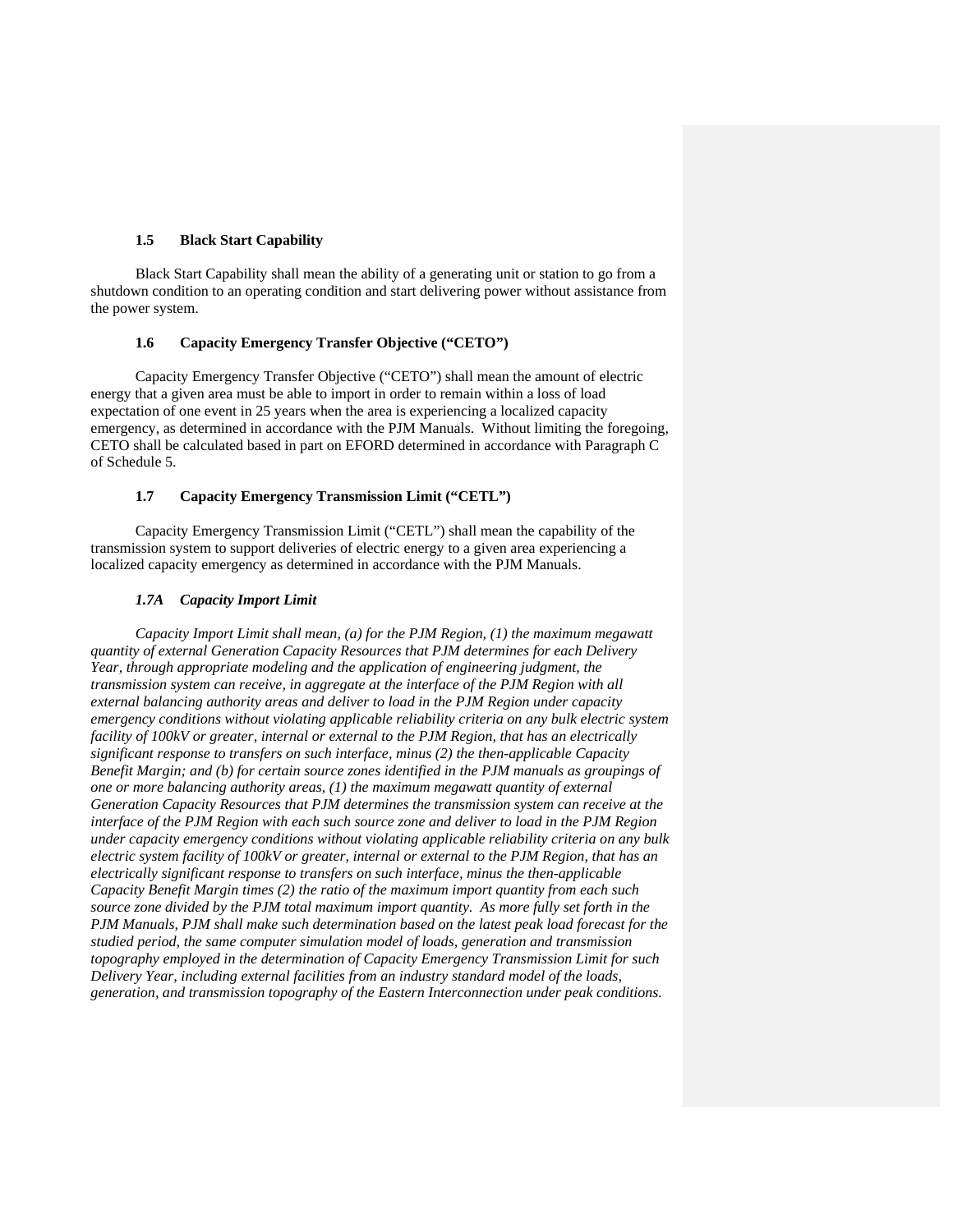### 1.5 Black Start Capability

Black Start Capability shall mean the ability of a generating unit or station to go from a shutdown condition to an operating condition and start delivering power without assistance from the power system.

### 1.6 Capacity Emergency Transfer Objective ("CETO")

Capacity Emergency Transfer Objective ("CETO") shall mean the amount of electric energy that a given area must be able to import in order to remain within a loss of load expectation of one event in 25 years when the area is experiencing a localized capacity emergency, as determined in accordance with the PJM Manuals. Without limiting the foregoing, CETO shall be calculated based in part on EFORD determined in accordance with Paragraph C of Schedule 5.

### 1.7 Capacity Emergency Transmission Limit ("CETL")

Capacity Emergency Transmission Limit ("CETL") shall mean the capability of the transmission system to support deliveries of electric energy to a given area experiencing a localized capacity emergency as determined in accordance with the PJM Manuals.

### *1.7A Capacity Import Limit*

*Capacity Import Limit shall mean, (a) for the PJM Region, (1) the maximum megawatt quantity of external Generation Capacity Resources that PJM determines for each Delivery Year, through appropriate modeling and the application of engineering judgment, the transmission system can receive, in aggregate at the interface of the PJM Region with all external balancing authority areas and deliver to load in the PJM Region under capacity emergency conditions without violating applicable reliability criteria on any bulk electric system facility of 100kV or greater, internal or external to the PJM Region, that has an electrically significant response to transfers on such interface, minus (2) the then-applicable Capacity Benefit Margin; and (b) for certain source zones identified in the PJM manuals as groupings of one or more balancing authority areas, (1) the maximum megawatt quantity of external Generation Capacity Resources that PJM determines the transmission system can receive at the interface of the PJM Region with each such source zone and deliver to load in the PJM Region under capacity emergency conditions without violating applicable reliability criteria on any bulk electric system facility of 100kV or greater, internal or external to the PJM Region, that has an electrically significant response to transfers on such interface, minus the then-applicable Capacity Benefit Margin times (2) the ratio of the maximum import quantity from each such source zone divided by the PJM total maximum import quantity. As more fully set forth in the PJM Manuals, PJM shall make such determination based on the latest peak load forecast for the studied period, the same computer simulation model of loads, generation and transmission topography employed in the determination of Capacity Emergency Transmission Limit for such Delivery Year, including external facilities from an industry standard model of the loads, generation, and transmission topography of the Eastern Interconnection under peak conditions.*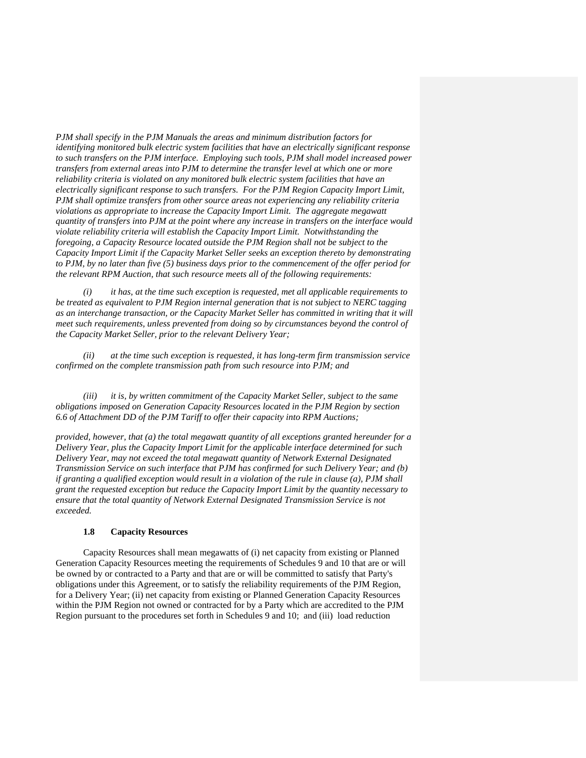*PJM shall specify in the PJM Manuals the areas and minimum distribution factors for identifying monitored bulk electric system facilities that have an electrically significant response to such transfers on the PJM interface. Employing such tools, PJM shall model increased power transfers from external areas into PJM to determine the transfer level at which one or more reliability criteria is violated on any monitored bulk electric system facilities that have an electrically significant response to such transfers. For the PJM Region Capacity Import Limit, PJM shall optimize transfers from other source areas not experiencing any reliability criteria violations as appropriate to increase the Capacity Import Limit. The aggregate megawatt quantity of transfers into PJM at the point where any increase in transfers on the interface would violate reliability criteria will establish the Capacity Import Limit. Notwithstanding the foregoing, a Capacity Resource located outside the PJM Region shall not be subject to the Capacity Import Limit if the Capacity Market Seller seeks an exception thereto by demonstrating to PJM, by no later than five (5) business days prior to the commencement of the offer period for the relevant RPM Auction, that such resource meets all of the following requirements:*

*(i) it has, at the time such exception is requested, met all applicable requirements to be treated as equivalent to PJM Region internal generation that is not subject to NERC tagging as an interchange transaction, or the Capacity Market Seller has committed in writing that it will meet such requirements, unless prevented from doing so by circumstances beyond the control of the Capacity Market Seller, prior to the relevant Delivery Year;*

*(ii) at the time such exception is requested, it has long-term firm transmission service confirmed on the complete transmission path from such resource into PJM; and*

*(iii) it is, by written commitment of the Capacity Market Seller, subject to the same obligations imposed on Generation Capacity Resources located in the PJM Region by section 6.6 of Attachment DD of the PJM Tariff to offer their capacity into RPM Auctions;*

*provided, however, that (a) the total megawatt quantity of all exceptions granted hereunder for a Delivery Year, plus the Capacity Import Limit for the applicable interface determined for such Delivery Year, may not exceed the total megawatt quantity of Network External Designated Transmission Service on such interface that PJM has confirmed for such Delivery Year; and (b) if granting a qualified exception would result in a violation of the rule in clause (a), PJM shall grant the requested exception but reduce the Capacity Import Limit by the quantity necessary to ensure that the total quantity of Network External Designated Transmission Service is not exceeded.*

### 1.8 Capacity Resources

Capacity Resources shall mean megawatts of (i) net capacity from existing or Planned Generation Capacity Resources meeting the requirements of Schedules 9 and 10 that are or will be owned by or contracted to a Party and that are or will be committed to satisfy that Party's obligations under this Agreement, or to satisfy the reliability requirements of the PJM Region, for a Delivery Year; (ii) net capacity from existing or Planned Generation Capacity Resources within the PJM Region not owned or contracted for by a Party which are accredited to the PJM Region pursuant to the procedures set forth in Schedules 9 and 10; and (iii) load reduction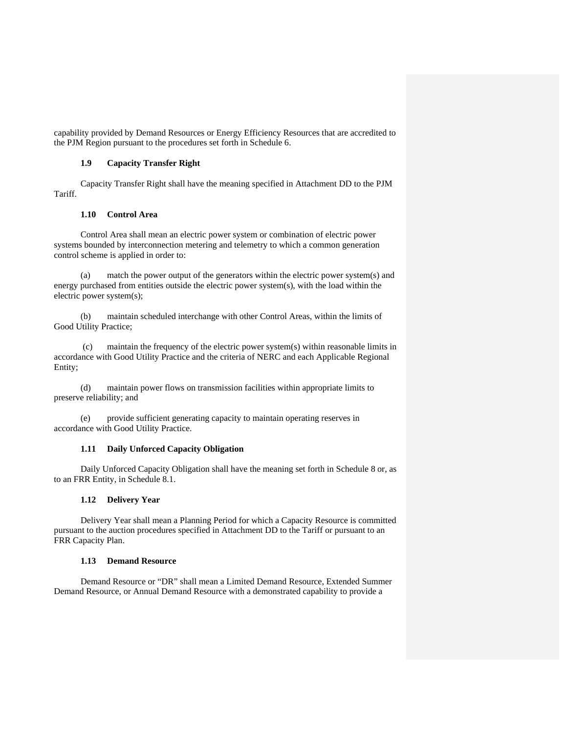capability provided by Demand Resources or Energy Efficiency Resources that are accredited to the PJM Region pursuant to the procedures set forth in Schedule 6.

### 1.9 Capacity Transfer Right

Capacity Transfer Right shall have the meaning specified in Attachment DD to the PJM Tariff.

### 1.10 Control Area

Control Area shall mean an electric power system or combination of electric power systems bounded by interconnection metering and telemetry to which a common generation control scheme is applied in order to:

(a) match the power output of the generators within the electric power system(s) and energy purchased from entities outside the electric power system(s), with the load within the electric power system(s);

(b) maintain scheduled interchange with other Control Areas, within the limits of Good Utility Practice;

(c) maintain the frequency of the electric power system(s) within reasonable limits in accordance with Good Utility Practice and the criteria of NERC and each Applicable Regional Entity;

(d) maintain power flows on transmission facilities within appropriate limits to preserve reliability; and

(e) provide sufficient generating capacity to maintain operating reserves in accordance with Good Utility Practice.

### 1.11 Daily Unforced Capacity Obligation

Daily Unforced Capacity Obligation shall have the meaning set forth in Schedule 8 or, as to an FRR Entity, in Schedule 8.1.

### 1.12 Delivery Year

Delivery Year shall mean a Planning Period for which a Capacity Resource is committed pursuant to the auction procedures specified in Attachment DD to the Tariff or pursuant to an FRR Capacity Plan.

### 1.13 Demand Resource

Demand Resource or "DR" shall mean a Limited Demand Resource, Extended Summer Demand Resource, or Annual Demand Resource with a demonstrated capability to provide a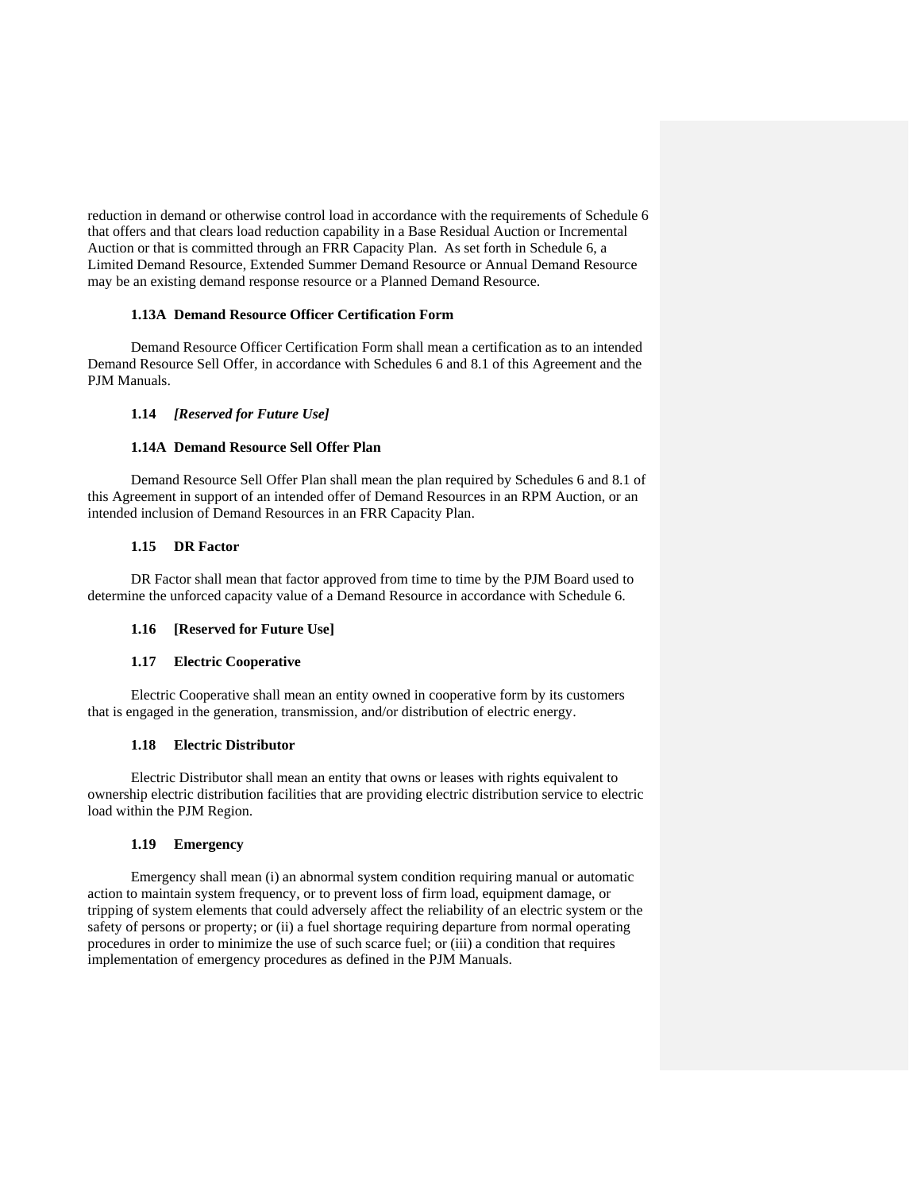reduction in demand or otherwise control load in accordance with the requirements of Schedule 6 that offers and that clears load reduction capability in a Base Residual Auction or Incremental Auction or that is committed through an FRR Capacity Plan. As set forth in Schedule 6, a Limited Demand Resource, Extended Summer Demand Resource or Annual Demand Resource may be an existing demand response resource or a Planned Demand Resource.

**1.13A Demand Resource Officer Certification Form**

Demand Resource Officer Certification Form shall mean a certification as to an intended Demand Resource Sell Offer, in accordance with Schedules 6 and 8.1 of this Agreement and the PJM Manuals.

**1.14** ***[Reserved for Future Use]***

**1.14A Demand Resource Sell Offer Plan**

Demand Resource Sell Offer Plan shall mean the plan required by Schedules 6 and 8.1 of this Agreement in support of an intended offer of Demand Resources in an RPM Auction, or an intended inclusion of Demand Resources in an FRR Capacity Plan.

**1.15 DR Factor**

DR Factor shall mean that factor approved from time to time by the PJM Board used to determine the unforced capacity value of a Demand Resource in accordance with Schedule 6.

**1.16 [Reserved for Future Use]**

**1.17 Electric Cooperative**

Electric Cooperative shall mean an entity owned in cooperative form by its customers that is engaged in the generation, transmission, and/or distribution of electric energy.

**1.18 Electric Distributor**

Electric Distributor shall mean an entity that owns or leases with rights equivalent to ownership electric distribution facilities that are providing electric distribution service to electric load within the PJM Region.

**1.19 Emergency**

Emergency shall mean (i) an abnormal system condition requiring manual or automatic action to maintain system frequency, or to prevent loss of firm load, equipment damage, or tripping of system elements that could adversely affect the reliability of an electric system or the safety of persons or property; or (ii) a fuel shortage requiring departure from normal operating procedures in order to minimize the use of such scarce fuel; or (iii) a condition that requires implementation of emergency procedures as defined in the PJM Manuals.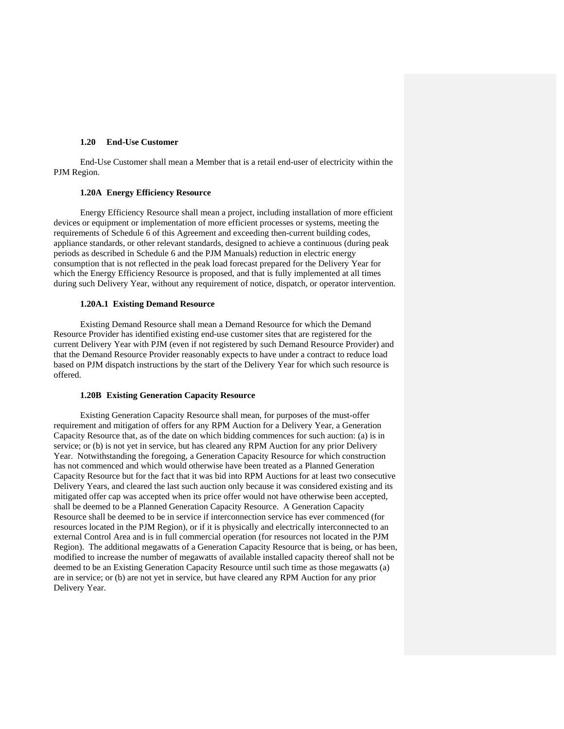### 1.20 End-Use Customer

End-Use Customer shall mean a Member that is a retail end-user of electricity within the PJM Region.

### 1.20A Energy Efficiency Resource

Energy Efficiency Resource shall mean a project, including installation of more efficient devices or equipment or implementation of more efficient processes or systems, meeting the requirements of Schedule 6 of this Agreement and exceeding then-current building codes, appliance standards, or other relevant standards, designed to achieve a continuous (during peak periods as described in Schedule 6 and the PJM Manuals) reduction in electric energy consumption that is not reflected in the peak load forecast prepared for the Delivery Year for which the Energy Efficiency Resource is proposed, and that is fully implemented at all times during such Delivery Year, without any requirement of notice, dispatch, or operator intervention.

### 1.20A.1 Existing Demand Resource

Existing Demand Resource shall mean a Demand Resource for which the Demand Resource Provider has identified existing end-use customer sites that are registered for the current Delivery Year with PJM (even if not registered by such Demand Resource Provider) and that the Demand Resource Provider reasonably expects to have under a contract to reduce load based on PJM dispatch instructions by the start of the Delivery Year for which such resource is offered.

### 1.20B Existing Generation Capacity Resource

Existing Generation Capacity Resource shall mean, for purposes of the must-offer requirement and mitigation of offers for any RPM Auction for a Delivery Year, a Generation Capacity Resource that, as of the date on which bidding commences for such auction: (a) is in service; or (b) is not yet in service, but has cleared any RPM Auction for any prior Delivery Year. Notwithstanding the foregoing, a Generation Capacity Resource for which construction has not commenced and which would otherwise have been treated as a Planned Generation Capacity Resource but for the fact that it was bid into RPM Auctions for at least two consecutive Delivery Years, and cleared the last such auction only because it was considered existing and its mitigated offer cap was accepted when its price offer would not have otherwise been accepted, shall be deemed to be a Planned Generation Capacity Resource. A Generation Capacity Resource shall be deemed to be in service if interconnection service has ever commenced (for resources located in the PJM Region), or if it is physically and electrically interconnected to an external Control Area and is in full commercial operation (for resources not located in the PJM Region). The additional megawatts of a Generation Capacity Resource that is being, or has been, modified to increase the number of megawatts of available installed capacity thereof shall not be deemed to be an Existing Generation Capacity Resource until such time as those megawatts (a) are in service; or (b) are not yet in service, but have cleared any RPM Auction for any prior Delivery Year.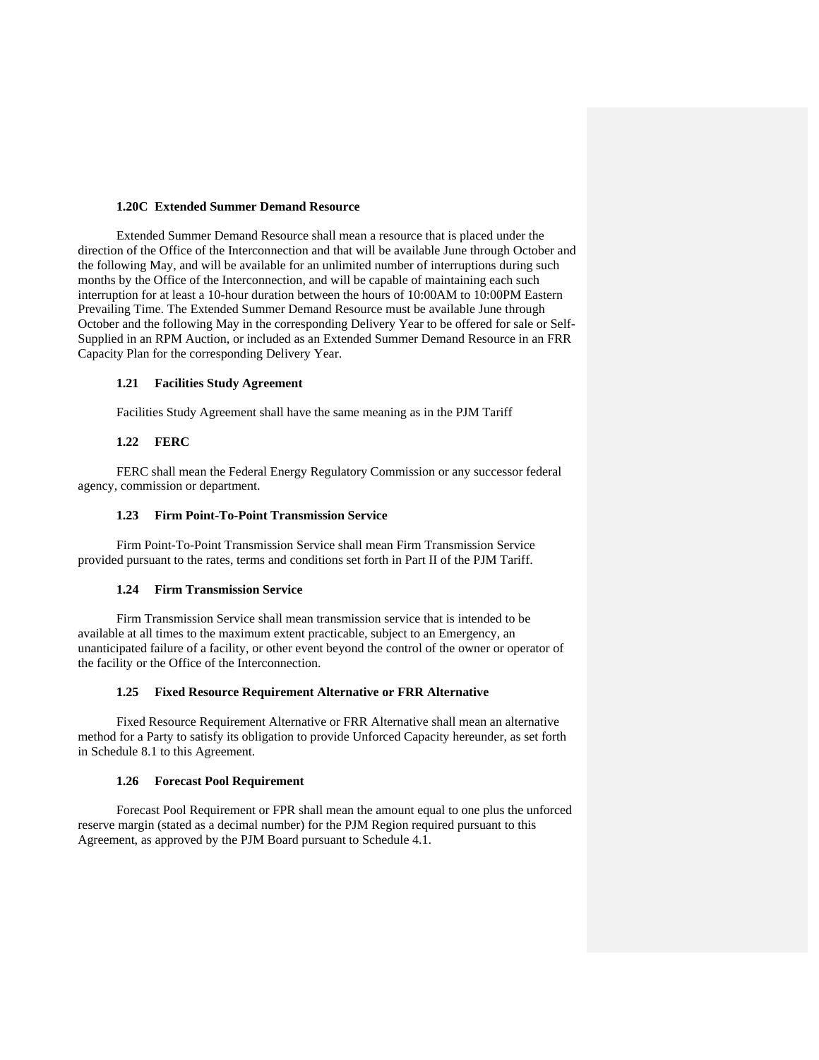### 1.20C Extended Summer Demand Resource

Extended Summer Demand Resource shall mean a resource that is placed under the direction of the Office of the Interconnection and that will be available June through October and the following May, and will be available for an unlimited number of interruptions during such months by the Office of the Interconnection, and will be capable of maintaining each such interruption for at least a 10-hour duration between the hours of 10:00AM to 10:00PM Eastern Prevailing Time. The Extended Summer Demand Resource must be available June through October and the following May in the corresponding Delivery Year to be offered for sale or Self-Supplied in an RPM Auction, or included as an Extended Summer Demand Resource in an FRR Capacity Plan for the corresponding Delivery Year.

### 1.21 Facilities Study Agreement

Facilities Study Agreement shall have the same meaning as in the PJM Tariff

### 1.22 FERC

FERC shall mean the Federal Energy Regulatory Commission or any successor federal agency, commission or department.

### 1.23 Firm Point-To-Point Transmission Service

Firm Point-To-Point Transmission Service shall mean Firm Transmission Service provided pursuant to the rates, terms and conditions set forth in Part II of the PJM Tariff.

### 1.24 Firm Transmission Service

Firm Transmission Service shall mean transmission service that is intended to be available at all times to the maximum extent practicable, subject to an Emergency, an unanticipated failure of a facility, or other event beyond the control of the owner or operator of the facility or the Office of the Interconnection.

### 1.25 Fixed Resource Requirement Alternative or FRR Alternative

Fixed Resource Requirement Alternative or FRR Alternative shall mean an alternative method for a Party to satisfy its obligation to provide Unforced Capacity hereunder, as set forth in Schedule 8.1 to this Agreement.

### 1.26 Forecast Pool Requirement

Forecast Pool Requirement or FPR shall mean the amount equal to one plus the unforced reserve margin (stated as a decimal number) for the PJM Region required pursuant to this Agreement, as approved by the PJM Board pursuant to Schedule 4.1.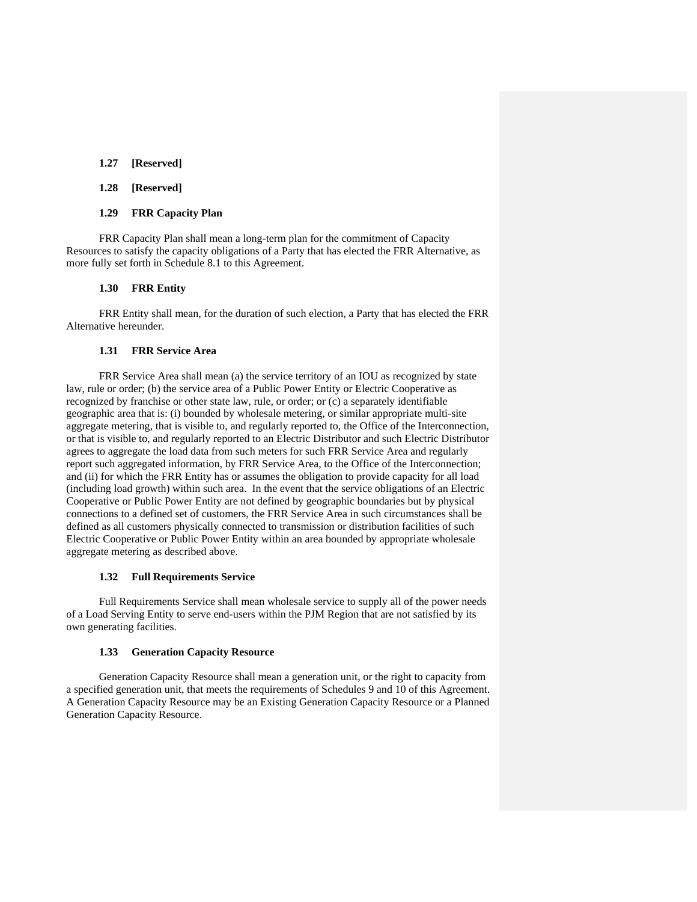### 1.27 [Reserved]

### 1.28 [Reserved]

### 1.29 FRR Capacity Plan

FRR Capacity Plan shall mean a long-term plan for the commitment of Capacity Resources to satisfy the capacity obligations of a Party that has elected the FRR Alternative, as more fully set forth in Schedule 8.1 to this Agreement.

### 1.30 FRR Entity

FRR Entity shall mean, for the duration of such election, a Party that has elected the FRR Alternative hereunder.

### 1.31 FRR Service Area

FRR Service Area shall mean (a) the service territory of an IOU as recognized by state law, rule or order; (b) the service area of a Public Power Entity or Electric Cooperative as recognized by franchise or other state law, rule, or order; or (c) a separately identifiable geographic area that is: (i) bounded by wholesale metering, or similar appropriate multi-site aggregate metering, that is visible to, and regularly reported to, the Office of the Interconnection, or that is visible to, and regularly reported to an Electric Distributor and such Electric Distributor agrees to aggregate the load data from such meters for such FRR Service Area and regularly report such aggregated information, by FRR Service Area, to the Office of the Interconnection; and (ii) for which the FRR Entity has or assumes the obligation to provide capacity for all load (including load growth) within such area. In the event that the service obligations of an Electric Cooperative or Public Power Entity are not defined by geographic boundaries but by physical connections to a defined set of customers, the FRR Service Area in such circumstances shall be defined as all customers physically connected to transmission or distribution facilities of such Electric Cooperative or Public Power Entity within an area bounded by appropriate wholesale aggregate metering as described above.

### 1.32 Full Requirements Service

Full Requirements Service shall mean wholesale service to supply all of the power needs of a Load Serving Entity to serve end-users within the PJM Region that are not satisfied by its own generating facilities.

### 1.33 Generation Capacity Resource

Generation Capacity Resource shall mean a generation unit, or the right to capacity from a specified generation unit, that meets the requirements of Schedules 9 and 10 of this Agreement. A Generation Capacity Resource may be an Existing Generation Capacity Resource or a Planned Generation Capacity Resource.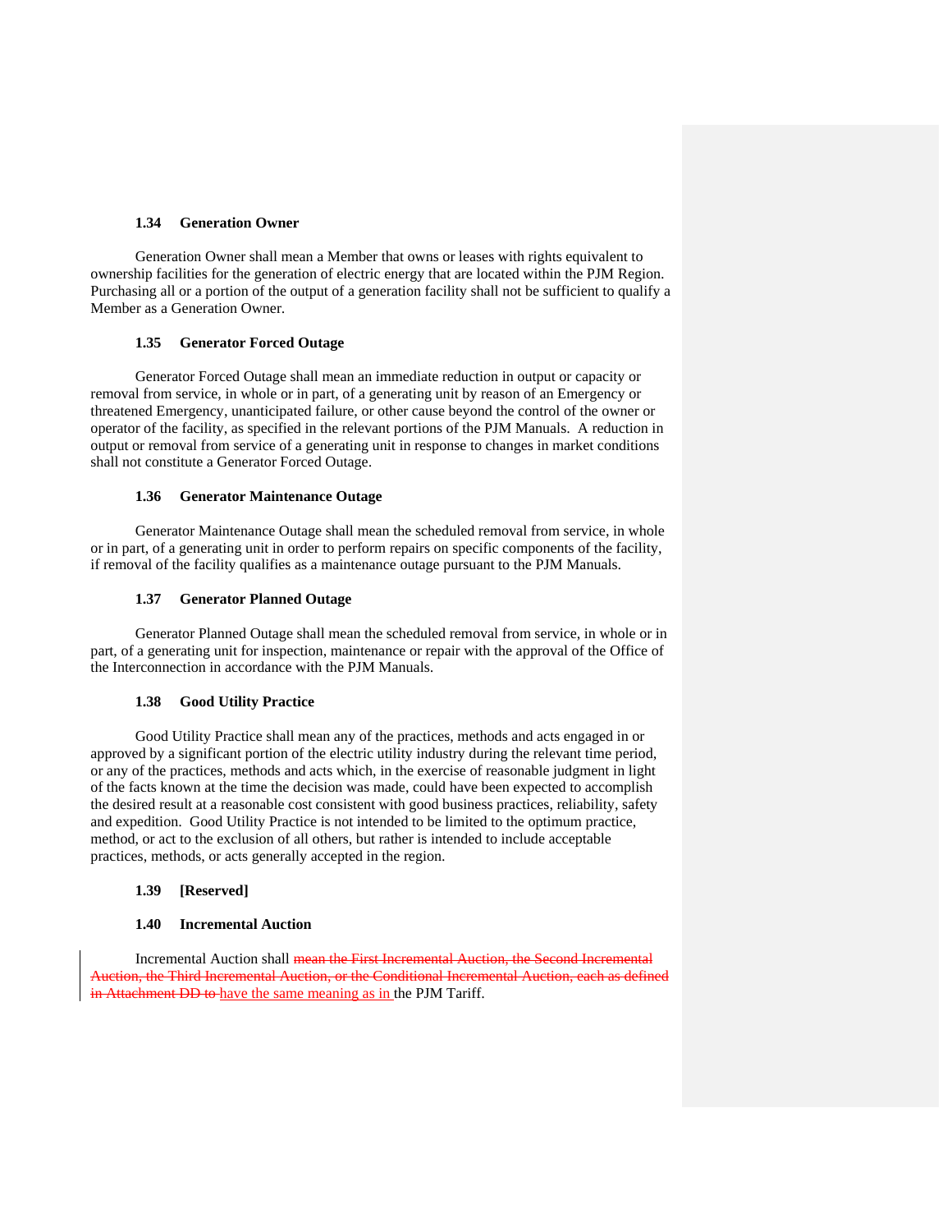### 1.34 Generation Owner

Generation Owner shall mean a Member that owns or leases with rights equivalent to ownership facilities for the generation of electric energy that are located within the PJM Region. Purchasing all or a portion of the output of a generation facility shall not be sufficient to qualify a Member as a Generation Owner.

### 1.35 Generator Forced Outage

Generator Forced Outage shall mean an immediate reduction in output or capacity or removal from service, in whole or in part, of a generating unit by reason of an Emergency or threatened Emergency, unanticipated failure, or other cause beyond the control of the owner or operator of the facility, as specified in the relevant portions of the PJM Manuals. A reduction in output or removal from service of a generating unit in response to changes in market conditions shall not constitute a Generator Forced Outage.

### 1.36 Generator Maintenance Outage

Generator Maintenance Outage shall mean the scheduled removal from service, in whole or in part, of a generating unit in order to perform repairs on specific components of the facility, if removal of the facility qualifies as a maintenance outage pursuant to the PJM Manuals.

### 1.37 Generator Planned Outage

Generator Planned Outage shall mean the scheduled removal from service, in whole or in part, of a generating unit for inspection, maintenance or repair with the approval of the Office of the Interconnection in accordance with the PJM Manuals.

### 1.38 Good Utility Practice

Good Utility Practice shall mean any of the practices, methods and acts engaged in or approved by a significant portion of the electric utility industry during the relevant time period, or any of the practices, methods and acts which, in the exercise of reasonable judgment in light of the facts known at the time the decision was made, could have been expected to accomplish the desired result at a reasonable cost consistent with good business practices, reliability, safety and expedition. Good Utility Practice is not intended to be limited to the optimum practice, method, or act to the exclusion of all others, but rather is intended to include acceptable practices, methods, or acts generally accepted in the region.

### 1.39 [Reserved]

### 1.40 Incremental Auction

Incremental Auction shall ~~mean the First Incremental Auction, the Second Incremental Auction, the Third Incremental Auction, or the Conditional Incremental Auction, each as defined in Attachment DD to~~ have the same meaning as in the PJM Tariff.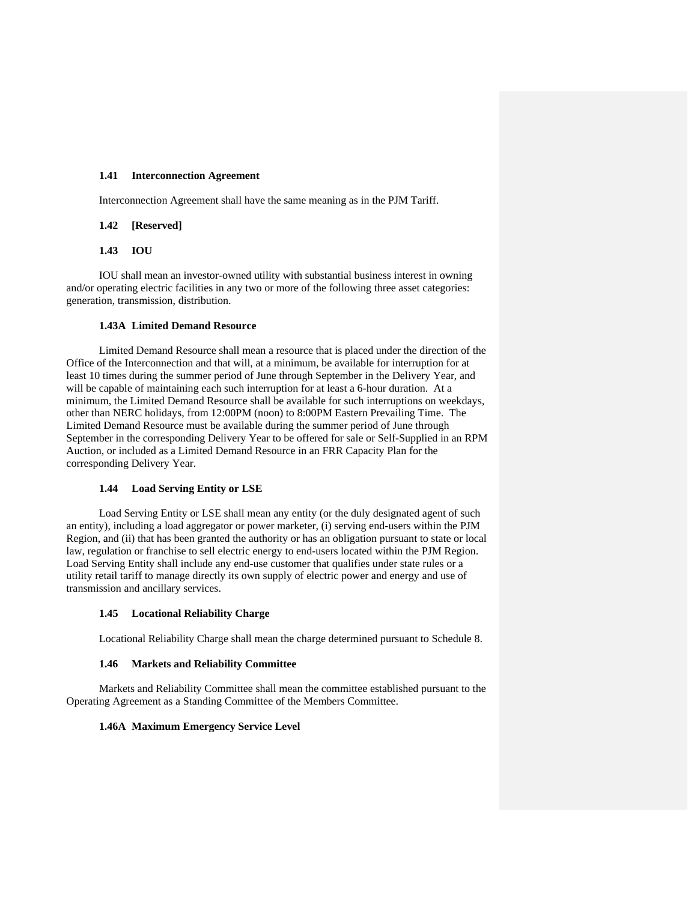### 1.41 Interconnection Agreement

Interconnection Agreement shall have the same meaning as in the PJM Tariff.

### 1.42 [Reserved]

### 1.43 IOU

IOU shall mean an investor-owned utility with substantial business interest in owning and/or operating electric facilities in any two or more of the following three asset categories: generation, transmission, distribution.

### 1.43A Limited Demand Resource

Limited Demand Resource shall mean a resource that is placed under the direction of the Office of the Interconnection and that will, at a minimum, be available for interruption for at least 10 times during the summer period of June through September in the Delivery Year, and will be capable of maintaining each such interruption for at least a 6-hour duration. At a minimum, the Limited Demand Resource shall be available for such interruptions on weekdays, other than NERC holidays, from 12:00PM (noon) to 8:00PM Eastern Prevailing Time. The Limited Demand Resource must be available during the summer period of June through September in the corresponding Delivery Year to be offered for sale or Self-Supplied in an RPM Auction, or included as a Limited Demand Resource in an FRR Capacity Plan for the corresponding Delivery Year.

### 1.44 Load Serving Entity or LSE

Load Serving Entity or LSE shall mean any entity (or the duly designated agent of such an entity), including a load aggregator or power marketer, (i) serving end-users within the PJM Region, and (ii) that has been granted the authority or has an obligation pursuant to state or local law, regulation or franchise to sell electric energy to end-users located within the PJM Region. Load Serving Entity shall include any end-use customer that qualifies under state rules or a utility retail tariff to manage directly its own supply of electric power and energy and use of transmission and ancillary services.

### 1.45 Locational Reliability Charge

Locational Reliability Charge shall mean the charge determined pursuant to Schedule 8.

### 1.46 Markets and Reliability Committee

Markets and Reliability Committee shall mean the committee established pursuant to the Operating Agreement as a Standing Committee of the Members Committee.

### 1.46A Maximum Emergency Service Level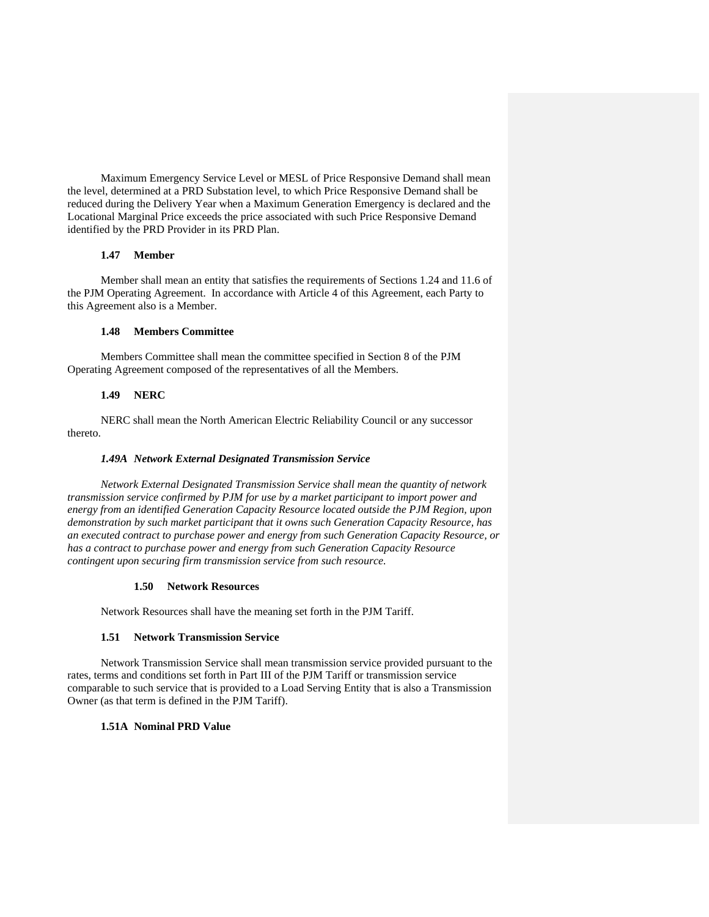Maximum Emergency Service Level or MESL of Price Responsive Demand shall mean the level, determined at a PRD Substation level, to which Price Responsive Demand shall be reduced during the Delivery Year when a Maximum Generation Emergency is declared and the Locational Marginal Price exceeds the price associated with such Price Responsive Demand identified by the PRD Provider in its PRD Plan.

### 1.47 Member

Member shall mean an entity that satisfies the requirements of Sections 1.24 and 11.6 of the PJM Operating Agreement. In accordance with Article 4 of this Agreement, each Party to this Agreement also is a Member.

### 1.48 Members Committee

Members Committee shall mean the committee specified in Section 8 of the PJM Operating Agreement composed of the representatives of all the Members.

### 1.49 NERC

NERC shall mean the North American Electric Reliability Council or any successor thereto.

### *1.49A Network External Designated Transmission Service*

*Network External Designated Transmission Service shall mean the quantity of network transmission service confirmed by PJM for use by a market participant to import power and energy from an identified Generation Capacity Resource located outside the PJM Region, upon demonstration by such market participant that it owns such Generation Capacity Resource, has an executed contract to purchase power and energy from such Generation Capacity Resource, or has a contract to purchase power and energy from such Generation Capacity Resource contingent upon securing firm transmission service from such resource.*

### 1.50 Network Resources

Network Resources shall have the meaning set forth in the PJM Tariff.

### 1.51 Network Transmission Service

Network Transmission Service shall mean transmission service provided pursuant to the rates, terms and conditions set forth in Part III of the PJM Tariff or transmission service comparable to such service that is provided to a Load Serving Entity that is also a Transmission Owner (as that term is defined in the PJM Tariff).

### 1.51A Nominal PRD Value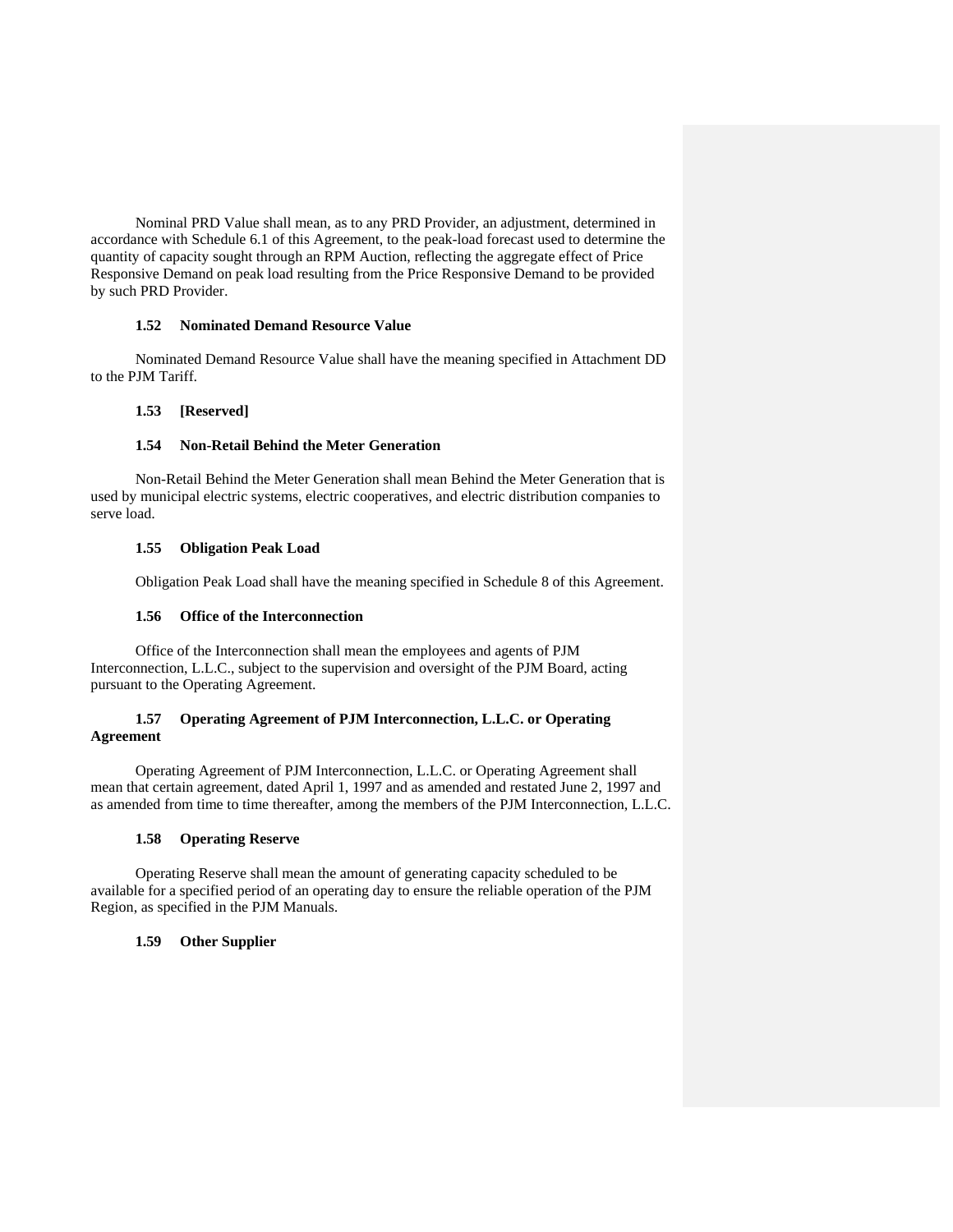Nominal PRD Value shall mean, as to any PRD Provider, an adjustment, determined in accordance with Schedule 6.1 of this Agreement, to the peak-load forecast used to determine the quantity of capacity sought through an RPM Auction, reflecting the aggregate effect of Price Responsive Demand on peak load resulting from the Price Responsive Demand to be provided by such PRD Provider.

**1.52 Nominated Demand Resource Value**

Nominated Demand Resource Value shall have the meaning specified in Attachment DD to the PJM Tariff.

**1.53 [Reserved]**

**1.54 Non-Retail Behind the Meter Generation**

Non-Retail Behind the Meter Generation shall mean Behind the Meter Generation that is used by municipal electric systems, electric cooperatives, and electric distribution companies to serve load.

**1.55 Obligation Peak Load**

Obligation Peak Load shall have the meaning specified in Schedule 8 of this Agreement.

**1.56 Office of the Interconnection**

Office of the Interconnection shall mean the employees and agents of PJM Interconnection, L.L.C., subject to the supervision and oversight of the PJM Board, acting pursuant to the Operating Agreement.

**1.57 Operating Agreement of PJM Interconnection, L.L.C. or Operating Agreement**

Operating Agreement of PJM Interconnection, L.L.C. or Operating Agreement shall mean that certain agreement, dated April 1, 1997 and as amended and restated June 2, 1997 and as amended from time to time thereafter, among the members of the PJM Interconnection, L.L.C.

**1.58 Operating Reserve**

Operating Reserve shall mean the amount of generating capacity scheduled to be available for a specified period of an operating day to ensure the reliable operation of the PJM Region, as specified in the PJM Manuals.

**1.59 Other Supplier**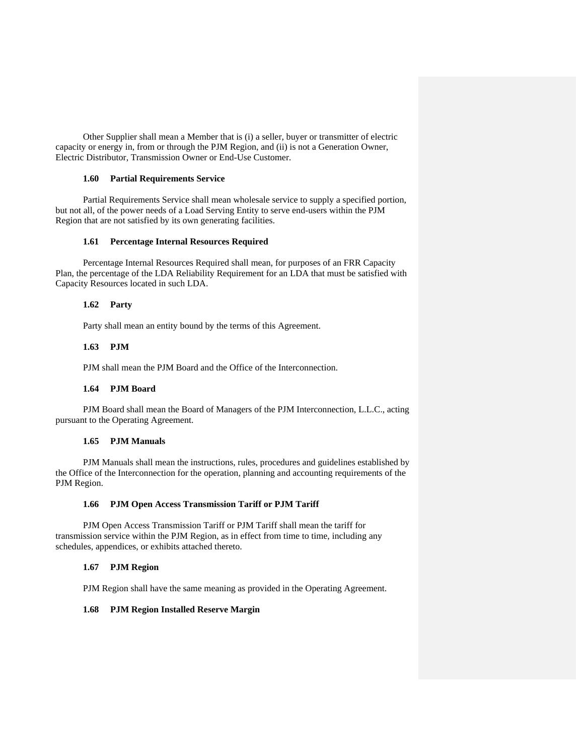Other Supplier shall mean a Member that is (i) a seller, buyer or transmitter of electric capacity or energy in, from or through the PJM Region, and (ii) is not a Generation Owner, Electric Distributor, Transmission Owner or End-Use Customer.

**1.60 Partial Requirements Service**

Partial Requirements Service shall mean wholesale service to supply a specified portion, but not all, of the power needs of a Load Serving Entity to serve end-users within the PJM Region that are not satisfied by its own generating facilities.

**1.61 Percentage Internal Resources Required**

Percentage Internal Resources Required shall mean, for purposes of an FRR Capacity Plan, the percentage of the LDA Reliability Requirement for an LDA that must be satisfied with Capacity Resources located in such LDA.

**1.62 Party**

Party shall mean an entity bound by the terms of this Agreement.

**1.63 PJM**

PJM shall mean the PJM Board and the Office of the Interconnection.

**1.64 PJM Board**

PJM Board shall mean the Board of Managers of the PJM Interconnection, L.L.C., acting pursuant to the Operating Agreement.

**1.65 PJM Manuals**

PJM Manuals shall mean the instructions, rules, procedures and guidelines established by the Office of the Interconnection for the operation, planning and accounting requirements of the PJM Region.

**1.66 PJM Open Access Transmission Tariff or PJM Tariff**

PJM Open Access Transmission Tariff or PJM Tariff shall mean the tariff for transmission service within the PJM Region, as in effect from time to time, including any schedules, appendices, or exhibits attached thereto.

**1.67 PJM Region**

PJM Region shall have the same meaning as provided in the Operating Agreement.

**1.68 PJM Region Installed Reserve Margin**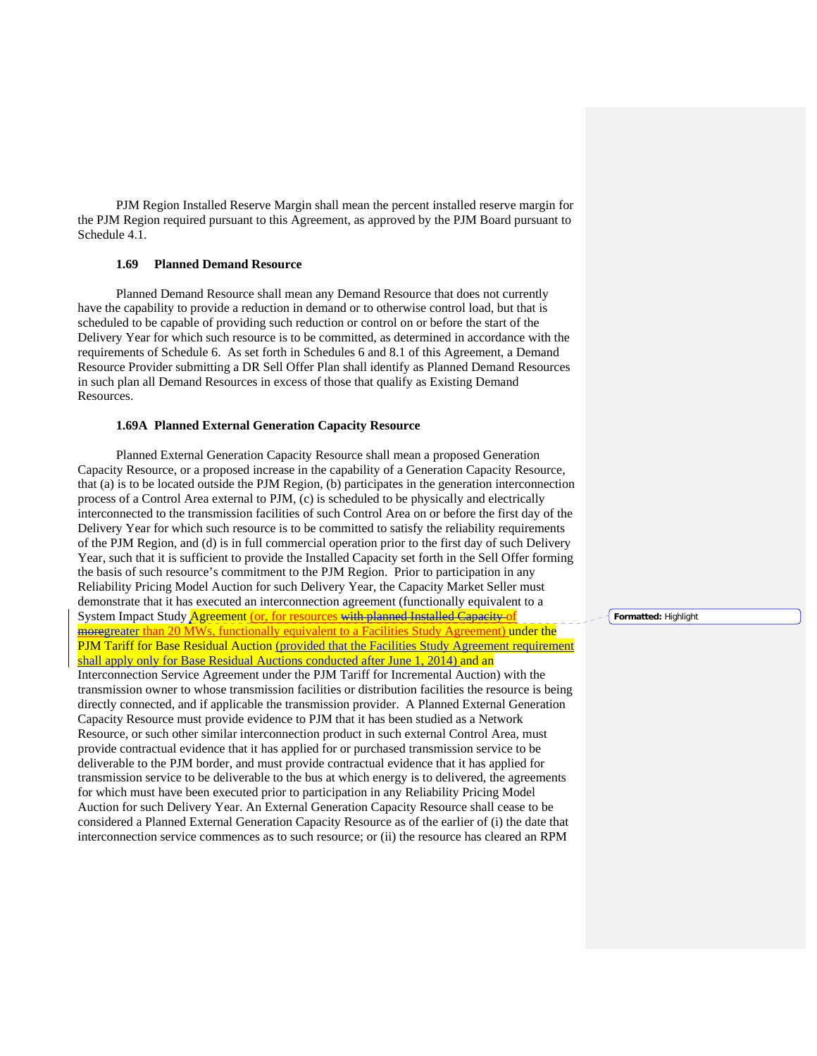PJM Region Installed Reserve Margin shall mean the percent installed reserve margin for the PJM Region required pursuant to this Agreement, as approved by the PJM Board pursuant to Schedule 4.1.

### 1.69 Planned Demand Resource

Planned Demand Resource shall mean any Demand Resource that does not currently have the capability to provide a reduction in demand or to otherwise control load, but that is scheduled to be capable of providing such reduction or control on or before the start of the Delivery Year for which such resource is to be committed, as determined in accordance with the requirements of Schedule 6. As set forth in Schedules 6 and 8.1 of this Agreement, a Demand Resource Provider submitting a DR Sell Offer Plan shall identify as Planned Demand Resources in such plan all Demand Resources in excess of those that qualify as Existing Demand Resources.

### 1.69A Planned External Generation Capacity Resource

Planned External Generation Capacity Resource shall mean a proposed Generation Capacity Resource, or a proposed increase in the capability of a Generation Capacity Resource, that (a) is to be located outside the PJM Region, (b) participates in the generation interconnection process of a Control Area external to PJM, (c) is scheduled to be physically and electrically interconnected to the transmission facilities of such Control Area on or before the first day of the Delivery Year for which such resource is to be committed to satisfy the reliability requirements of the PJM Region, and (d) is in full commercial operation prior to the first day of such Delivery Year, such that it is sufficient to provide the Installed Capacity set forth in the Sell Offer forming the basis of such resource's commitment to the PJM Region. Prior to participation in any Reliability Pricing Model Auction for such Delivery Year, the Capacity Market Seller must demonstrate that it has executed an interconnection agreement (functionally equivalent to a System Impact Study Agreement (or, for resources ~~with planned Installed Capacity~~ of ~~more~~greater than 20 MWs, functionally equivalent to a Facilities Study Agreement) under the PJM Tariff for Base Residual Auction (provided that the Facilities Study Agreement requirement shall apply only for Base Residual Auctions conducted after June 1, 2014) and an Interconnection Service Agreement under the PJM Tariff for Incremental Auction) with the transmission owner to whose transmission facilities or distribution facilities the resource is being directly connected, and if applicable the transmission provider. A Planned External Generation Capacity Resource must provide evidence to PJM that it has been studied as a Network Resource, or such other similar interconnection product in such external Control Area, must provide contractual evidence that it has applied for or purchased transmission service to be deliverable to the PJM border, and must provide contractual evidence that it has applied for transmission service to be deliverable to the bus at which energy is to delivered, the agreements for which must have been executed prior to participation in any Reliability Pricing Model Auction for such Delivery Year. An External Generation Capacity Resource shall cease to be considered a Planned External Generation Capacity Resource as of the earlier of (i) the date that interconnection service commences as to such resource; or (ii) the resource has cleared an RPM

Formatted: Highlight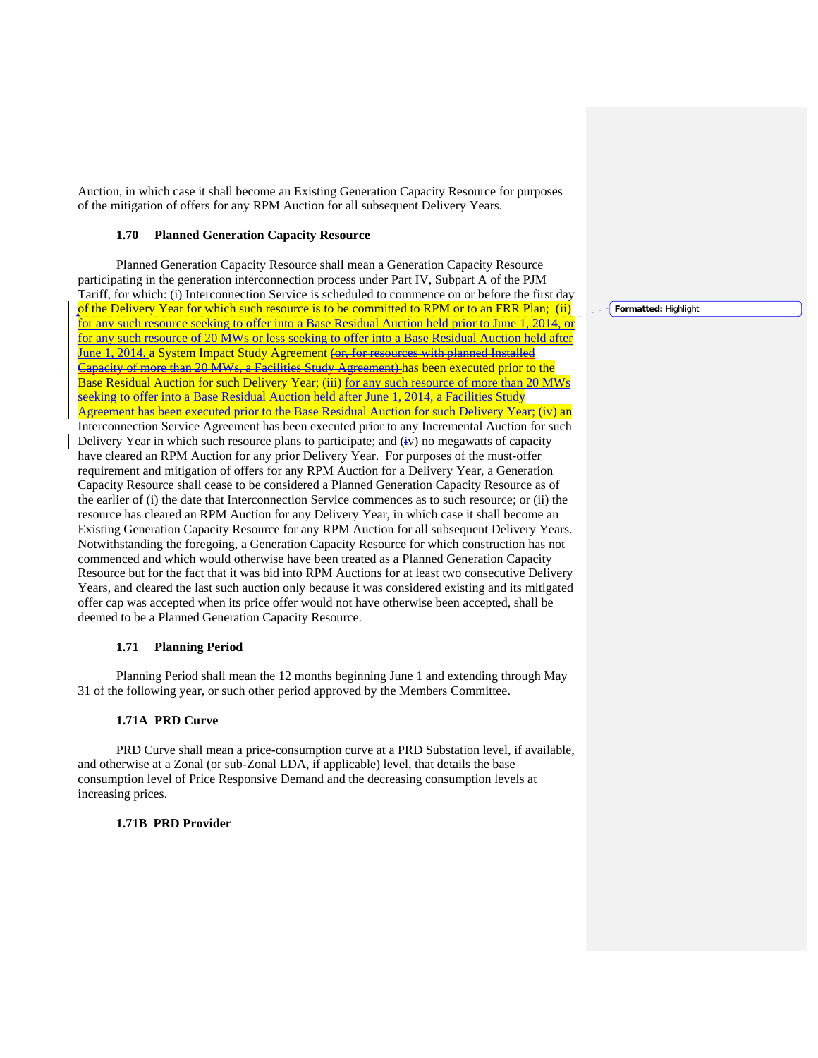Auction, in which case it shall become an Existing Generation Capacity Resource for purposes of the mitigation of offers for any RPM Auction for all subsequent Delivery Years.

### 1.70 Planned Generation Capacity Resource

Planned Generation Capacity Resource shall mean a Generation Capacity Resource participating in the generation interconnection process under Part IV, Subpart A of the PJM Tariff, for which: (i) Interconnection Service is scheduled to commence on or before the first day of the Delivery Year for which such resource is to be committed to RPM or to an FRR Plan; (ii) for any such resource seeking to offer into a Base Residual Auction held prior to June 1, 2014, or for any such resource of 20 MWs or less seeking to offer into a Base Residual Auction held after June 1, 2014, a System Impact Study Agreement ~~(or, for resources with planned Installed Capacity of more than 20 MWs, a Facilities Study Agreement)~~ has been executed prior to the Base Residual Auction for such Delivery Year; (iii) for any such resource of more than 20 MWs seeking to offer into a Base Residual Auction held after June 1, 2014, a Facilities Study Agreement has been executed prior to the Base Residual Auction for such Delivery Year; (iv) an Interconnection Service Agreement has been executed prior to any Incremental Auction for such Delivery Year in which such resource plans to participate; and (~~i~~v) no megawatts of capacity have cleared an RPM Auction for any prior Delivery Year. For purposes of the must-offer requirement and mitigation of offers for any RPM Auction for a Delivery Year, a Generation Capacity Resource shall cease to be considered a Planned Generation Capacity Resource as of the earlier of (i) the date that Interconnection Service commences as to such resource; or (ii) the resource has cleared an RPM Auction for any Delivery Year, in which case it shall become an Existing Generation Capacity Resource for any RPM Auction for all subsequent Delivery Years. Notwithstanding the foregoing, a Generation Capacity Resource for which construction has not commenced and which would otherwise have been treated as a Planned Generation Capacity Resource but for the fact that it was bid into RPM Auctions for at least two consecutive Delivery Years, and cleared the last such auction only because it was considered existing and its mitigated offer cap was accepted when its price offer would not have otherwise been accepted, shall be deemed to be a Planned Generation Capacity Resource.

**Formatted:** Highlight

### 1.71 Planning Period

Planning Period shall mean the 12 months beginning June 1 and extending through May 31 of the following year, or such other period approved by the Members Committee.

### 1.71A PRD Curve

PRD Curve shall mean a price-consumption curve at a PRD Substation level, if available, and otherwise at a Zonal (or sub-Zonal LDA, if applicable) level, that details the base consumption level of Price Responsive Demand and the decreasing consumption levels at increasing prices.

### 1.71B PRD Provider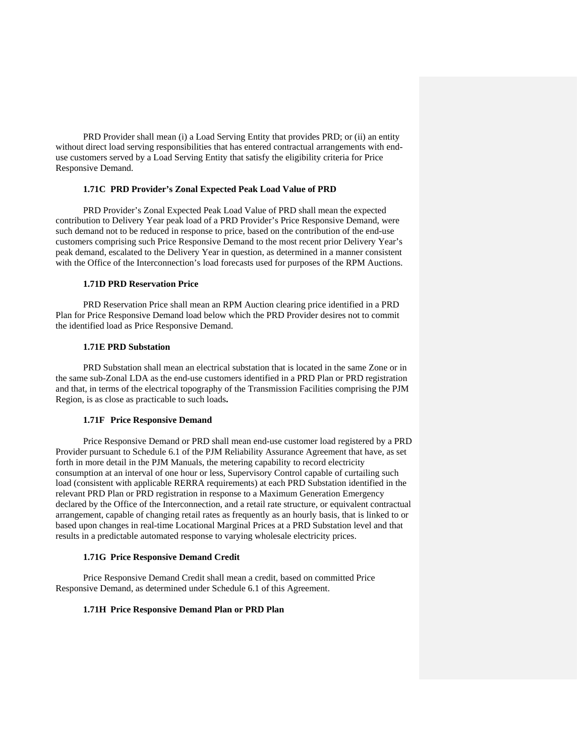PRD Provider shall mean (i) a Load Serving Entity that provides PRD; or (ii) an entity without direct load serving responsibilities that has entered contractual arrangements with end-use customers served by a Load Serving Entity that satisfy the eligibility criteria for Price Responsive Demand.

### 1.71C PRD Provider's Zonal Expected Peak Load Value of PRD

PRD Provider's Zonal Expected Peak Load Value of PRD shall mean the expected contribution to Delivery Year peak load of a PRD Provider's Price Responsive Demand, were such demand not to be reduced in response to price, based on the contribution of the end-use customers comprising such Price Responsive Demand to the most recent prior Delivery Year's peak demand, escalated to the Delivery Year in question, as determined in a manner consistent with the Office of the Interconnection's load forecasts used for purposes of the RPM Auctions.

### 1.71D PRD Reservation Price

PRD Reservation Price shall mean an RPM Auction clearing price identified in a PRD Plan for Price Responsive Demand load below which the PRD Provider desires not to commit the identified load as Price Responsive Demand.

### 1.71E PRD Substation

PRD Substation shall mean an electrical substation that is located in the same Zone or in the same sub-Zonal LDA as the end-use customers identified in a PRD Plan or PRD registration and that, in terms of the electrical topography of the Transmission Facilities comprising the PJM Region, is as close as practicable to such loads**.**

### 1.71F Price Responsive Demand

Price Responsive Demand or PRD shall mean end-use customer load registered by a PRD Provider pursuant to Schedule 6.1 of the PJM Reliability Assurance Agreement that have, as set forth in more detail in the PJM Manuals, the metering capability to record electricity consumption at an interval of one hour or less, Supervisory Control capable of curtailing such load (consistent with applicable RERRA requirements) at each PRD Substation identified in the relevant PRD Plan or PRD registration in response to a Maximum Generation Emergency declared by the Office of the Interconnection, and a retail rate structure, or equivalent contractual arrangement, capable of changing retail rates as frequently as an hourly basis, that is linked to or based upon changes in real-time Locational Marginal Prices at a PRD Substation level and that results in a predictable automated response to varying wholesale electricity prices.

### 1.71G Price Responsive Demand Credit

Price Responsive Demand Credit shall mean a credit, based on committed Price Responsive Demand, as determined under Schedule 6.1 of this Agreement.

### 1.71H Price Responsive Demand Plan or PRD Plan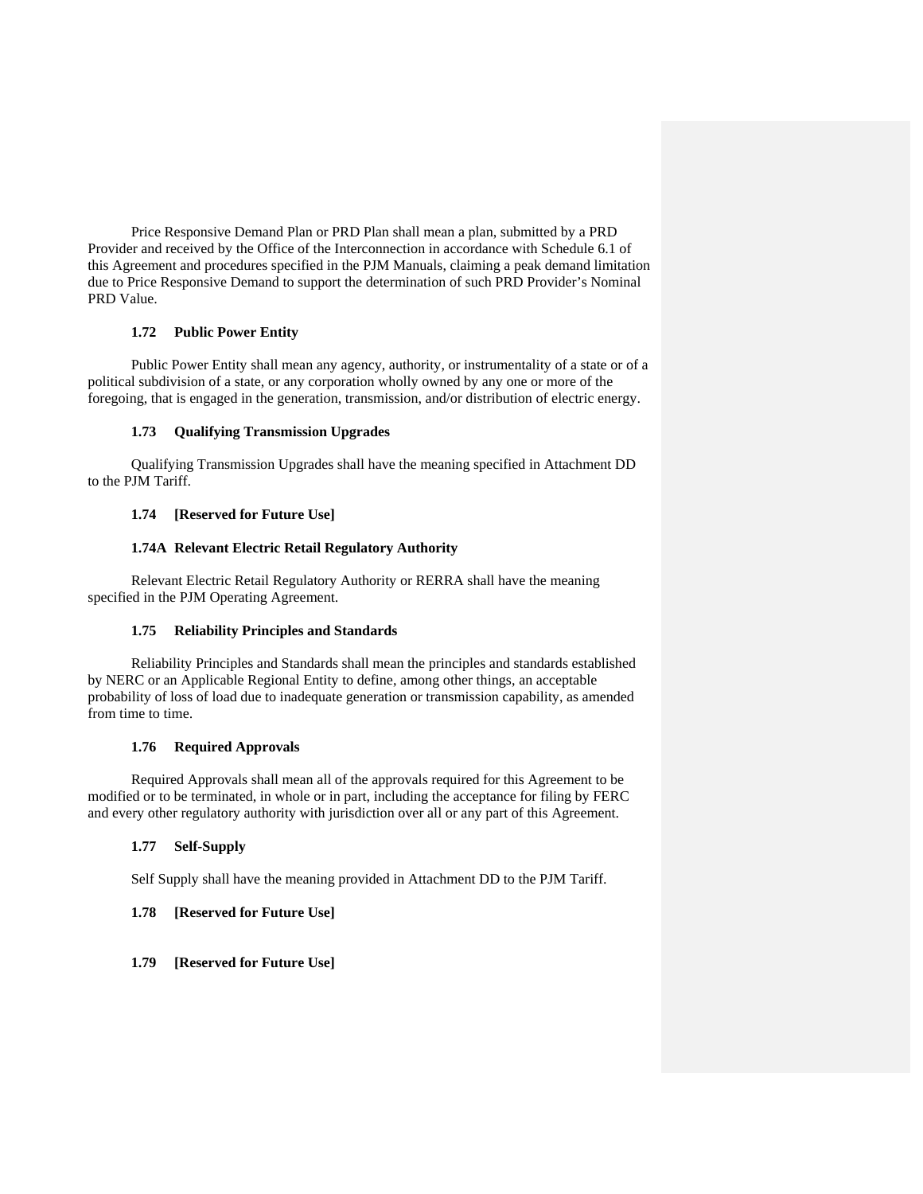Price Responsive Demand Plan or PRD Plan shall mean a plan, submitted by a PRD Provider and received by the Office of the Interconnection in accordance with Schedule 6.1 of this Agreement and procedures specified in the PJM Manuals, claiming a peak demand limitation due to Price Responsive Demand to support the determination of such PRD Provider's Nominal PRD Value.

### 1.72 Public Power Entity

Public Power Entity shall mean any agency, authority, or instrumentality of a state or of a political subdivision of a state, or any corporation wholly owned by any one or more of the foregoing, that is engaged in the generation, transmission, and/or distribution of electric energy.

### 1.73 Qualifying Transmission Upgrades

Qualifying Transmission Upgrades shall have the meaning specified in Attachment DD to the PJM Tariff.

### 1.74 [Reserved for Future Use]

### 1.74A Relevant Electric Retail Regulatory Authority

Relevant Electric Retail Regulatory Authority or RERRA shall have the meaning specified in the PJM Operating Agreement.

### 1.75 Reliability Principles and Standards

Reliability Principles and Standards shall mean the principles and standards established by NERC or an Applicable Regional Entity to define, among other things, an acceptable probability of loss of load due to inadequate generation or transmission capability, as amended from time to time.

### 1.76 Required Approvals

Required Approvals shall mean all of the approvals required for this Agreement to be modified or to be terminated, in whole or in part, including the acceptance for filing by FERC and every other regulatory authority with jurisdiction over all or any part of this Agreement.

### 1.77 Self-Supply

Self Supply shall have the meaning provided in Attachment DD to the PJM Tariff.

### 1.78 [Reserved for Future Use]

### 1.79 [Reserved for Future Use]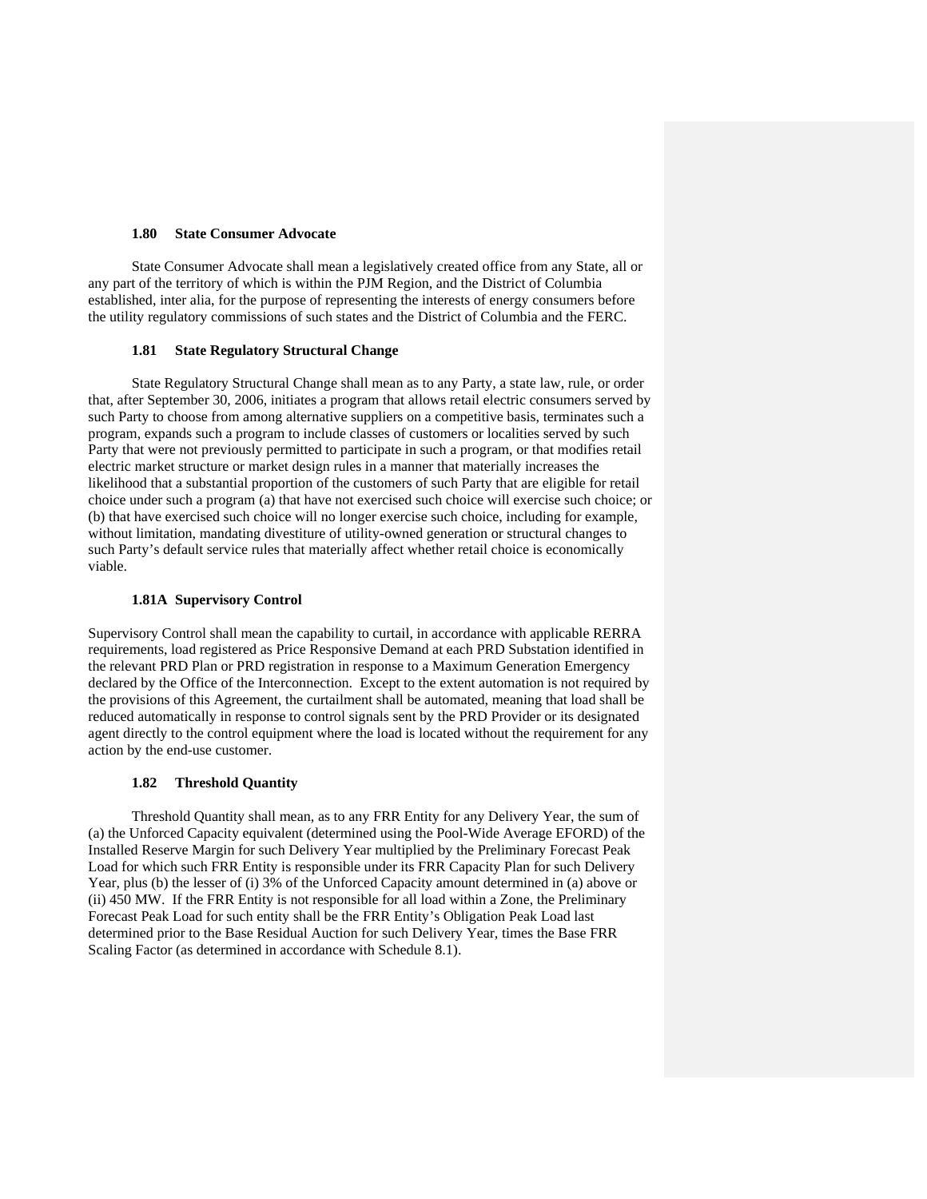### 1.80 State Consumer Advocate

State Consumer Advocate shall mean a legislatively created office from any State, all or any part of the territory of which is within the PJM Region, and the District of Columbia established, inter alia, for the purpose of representing the interests of energy consumers before the utility regulatory commissions of such states and the District of Columbia and the FERC.

### 1.81 State Regulatory Structural Change

State Regulatory Structural Change shall mean as to any Party, a state law, rule, or order that, after September 30, 2006, initiates a program that allows retail electric consumers served by such Party to choose from among alternative suppliers on a competitive basis, terminates such a program, expands such a program to include classes of customers or localities served by such Party that were not previously permitted to participate in such a program, or that modifies retail electric market structure or market design rules in a manner that materially increases the likelihood that a substantial proportion of the customers of such Party that are eligible for retail choice under such a program (a) that have not exercised such choice will exercise such choice; or (b) that have exercised such choice will no longer exercise such choice, including for example, without limitation, mandating divestiture of utility-owned generation or structural changes to such Party's default service rules that materially affect whether retail choice is economically viable.

### 1.81A Supervisory Control

Supervisory Control shall mean the capability to curtail, in accordance with applicable RERRA requirements, load registered as Price Responsive Demand at each PRD Substation identified in the relevant PRD Plan or PRD registration in response to a Maximum Generation Emergency declared by the Office of the Interconnection. Except to the extent automation is not required by the provisions of this Agreement, the curtailment shall be automated, meaning that load shall be reduced automatically in response to control signals sent by the PRD Provider or its designated agent directly to the control equipment where the load is located without the requirement for any action by the end-use customer.

### 1.82 Threshold Quantity

Threshold Quantity shall mean, as to any FRR Entity for any Delivery Year, the sum of (a) the Unforced Capacity equivalent (determined using the Pool-Wide Average EFORD) of the Installed Reserve Margin for such Delivery Year multiplied by the Preliminary Forecast Peak Load for which such FRR Entity is responsible under its FRR Capacity Plan for such Delivery Year, plus (b) the lesser of (i) 3% of the Unforced Capacity amount determined in (a) above or (ii) 450 MW. If the FRR Entity is not responsible for all load within a Zone, the Preliminary Forecast Peak Load for such entity shall be the FRR Entity's Obligation Peak Load last determined prior to the Base Residual Auction for such Delivery Year, times the Base FRR Scaling Factor (as determined in accordance with Schedule 8.1).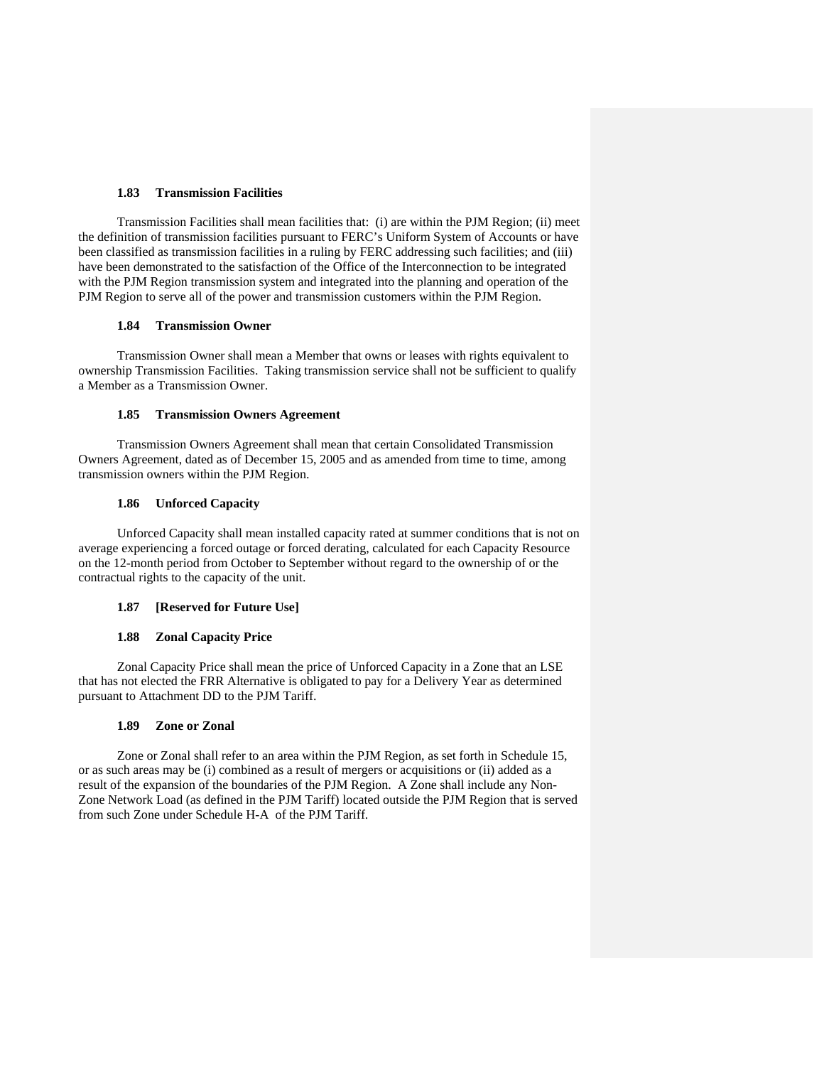### 1.83 Transmission Facilities

Transmission Facilities shall mean facilities that: (i) are within the PJM Region; (ii) meet the definition of transmission facilities pursuant to FERC's Uniform System of Accounts or have been classified as transmission facilities in a ruling by FERC addressing such facilities; and (iii) have been demonstrated to the satisfaction of the Office of the Interconnection to be integrated with the PJM Region transmission system and integrated into the planning and operation of the PJM Region to serve all of the power and transmission customers within the PJM Region.

### 1.84 Transmission Owner

Transmission Owner shall mean a Member that owns or leases with rights equivalent to ownership Transmission Facilities. Taking transmission service shall not be sufficient to qualify a Member as a Transmission Owner.

### 1.85 Transmission Owners Agreement

Transmission Owners Agreement shall mean that certain Consolidated Transmission Owners Agreement, dated as of December 15, 2005 and as amended from time to time, among transmission owners within the PJM Region.

### 1.86 Unforced Capacity

Unforced Capacity shall mean installed capacity rated at summer conditions that is not on average experiencing a forced outage or forced derating, calculated for each Capacity Resource on the 12-month period from October to September without regard to the ownership of or the contractual rights to the capacity of the unit.

### 1.87 [Reserved for Future Use]

### 1.88 Zonal Capacity Price

Zonal Capacity Price shall mean the price of Unforced Capacity in a Zone that an LSE that has not elected the FRR Alternative is obligated to pay for a Delivery Year as determined pursuant to Attachment DD to the PJM Tariff.

### 1.89 Zone or Zonal

Zone or Zonal shall refer to an area within the PJM Region, as set forth in Schedule 15, or as such areas may be (i) combined as a result of mergers or acquisitions or (ii) added as a result of the expansion of the boundaries of the PJM Region. A Zone shall include any Non-Zone Network Load (as defined in the PJM Tariff) located outside the PJM Region that is served from such Zone under Schedule H-A of the PJM Tariff.